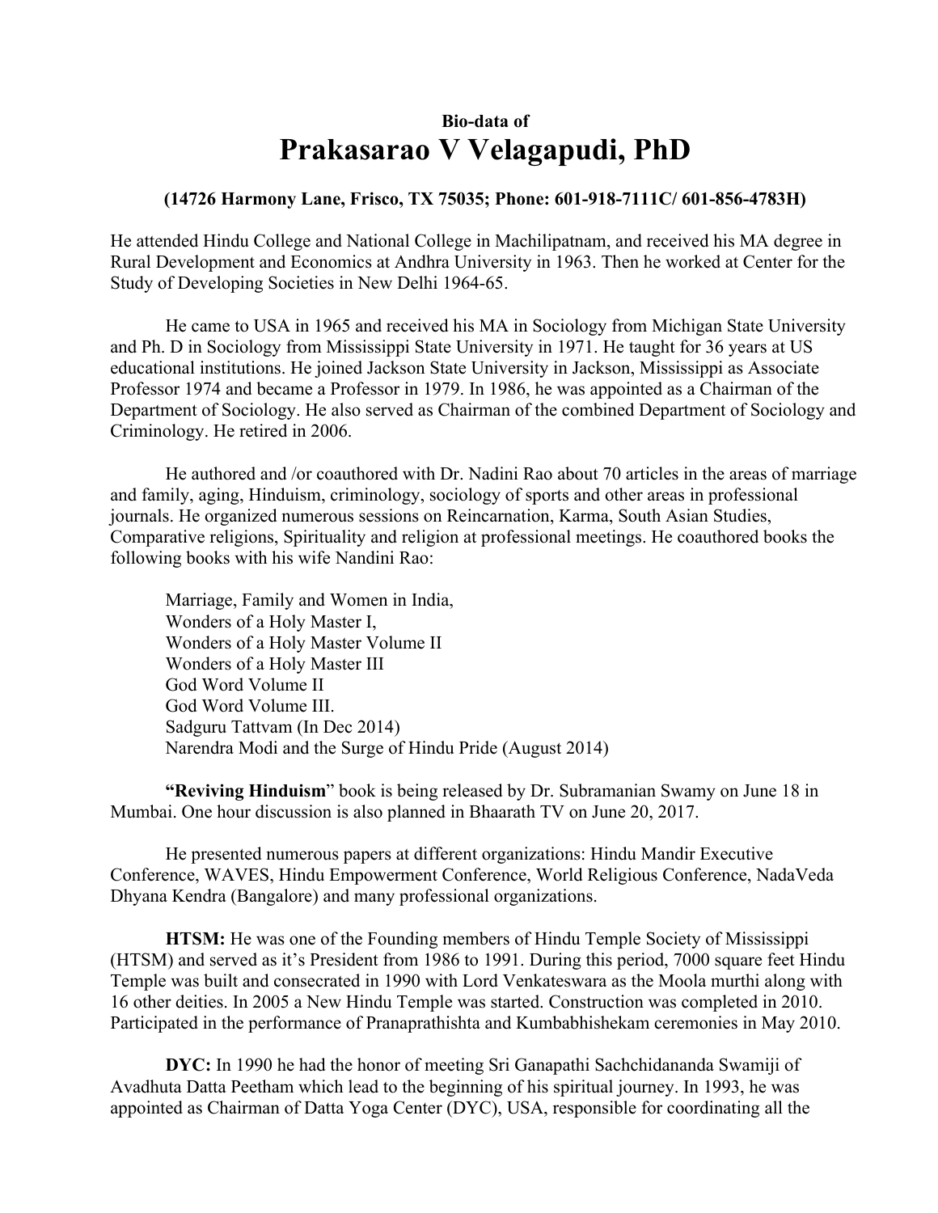**Bio-data of**

# Prakasarao V Velagapudi, PhD

**(14726 Harmony Lane, Frisco, TX 75035; Phone: 601-918-7111C/ 601-856-4783H)**

He attended Hindu College and National College in Machilipatnam, and received his MA degree in Rural Development and Economics at Andhra University in 1963. Then he worked at Center for the Study of Developing Societies in New Delhi 1964-65.

He came to USA in 1965 and received his MA in Sociology from Michigan State University and Ph. D in Sociology from Mississippi State University in 1971. He taught for 36 years at US educational institutions. He joined Jackson State University in Jackson, Mississippi as Associate Professor 1974 and became a Professor in 1979. In 1986, he was appointed as a Chairman of the Department of Sociology. He also served as Chairman of the combined Department of Sociology and Criminology. He retired in 2006.

He authored and /or coauthored with Dr. Nadini Rao about 70 articles in the areas of marriage and family, aging, Hinduism, criminology, sociology of sports and other areas in professional journals. He organized numerous sessions on Reincarnation, Karma, South Asian Studies, Comparative religions, Spirituality and religion at professional meetings. He coauthored books the following books with his wife Nandini Rao:

Marriage, Family and Women in India,
Wonders of a Holy Master I,
Wonders of a Holy Master Volume II
Wonders of a Holy Master III
God Word Volume II
God Word Volume III.
Sadguru Tattvam (In Dec 2014)
Narendra Modi and the Surge of Hindu Pride (August 2014)

**"Reviving Hinduism**" book is being released by Dr. Subramanian Swamy on June 18 in Mumbai. One hour discussion is also planned in Bhaarath TV on June 20, 2017.

He presented numerous papers at different organizations: Hindu Mandir Executive Conference, WAVES, Hindu Empowerment Conference, World Religious Conference, NadaVeda Dhyana Kendra (Bangalore) and many professional organizations.

**HTSM:** He was one of the Founding members of Hindu Temple Society of Mississippi (HTSM) and served as it's President from 1986 to 1991. During this period, 7000 square feet Hindu Temple was built and consecrated in 1990 with Lord Venkateswara as the Moola murthi along with 16 other deities. In 2005 a New Hindu Temple was started. Construction was completed in 2010. Participated in the performance of Pranaprathishta and Kumbabhishekam ceremonies in May 2010.

**DYC:** In 1990 he had the honor of meeting Sri Ganapathi Sachchidananda Swamiji of Avadhuta Datta Peetham which lead to the beginning of his spiritual journey. In 1993, he was appointed as Chairman of Datta Yoga Center (DYC), USA, responsible for coordinating all the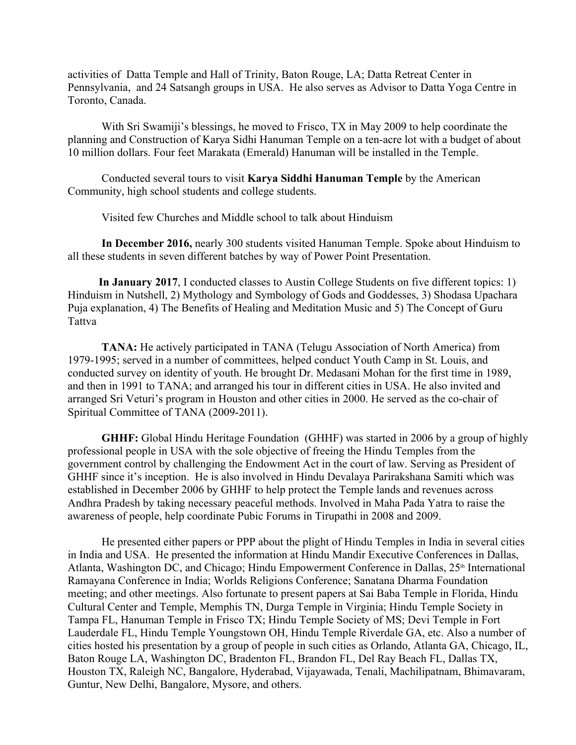activities of Datta Temple and Hall of Trinity, Baton Rouge, LA; Datta Retreat Center in Pennsylvania, and 24 Satsangh groups in USA. He also serves as Advisor to Datta Yoga Centre in Toronto, Canada.

With Sri Swamiji's blessings, he moved to Frisco, TX in May 2009 to help coordinate the planning and Construction of Karya Sidhi Hanuman Temple on a ten-acre lot with a budget of about 10 million dollars. Four feet Marakata (Emerald) Hanuman will be installed in the Temple.

Conducted several tours to visit **Karya Siddhi Hanuman Temple** by the American Community, high school students and college students.

Visited few Churches and Middle school to talk about Hinduism

**In December 2016,** nearly 300 students visited Hanuman Temple. Spoke about Hinduism to all these students in seven different batches by way of Power Point Presentation.

**In January 2017**, I conducted classes to Austin College Students on five different topics: 1) Hinduism in Nutshell, 2) Mythology and Symbology of Gods and Goddesses, 3) Shodasa Upachara Puja explanation, 4) The Benefits of Healing and Meditation Music and 5) The Concept of Guru Tattva

**TANA:** He actively participated in TANA (Telugu Association of North America) from 1979-1995; served in a number of committees, helped conduct Youth Camp in St. Louis, and conducted survey on identity of youth. He brought Dr. Medasani Mohan for the first time in 1989, and then in 1991 to TANA; and arranged his tour in different cities in USA. He also invited and arranged Sri Veturi's program in Houston and other cities in 2000. He served as the co-chair of Spiritual Committee of TANA (2009-2011).

**GHHF:** Global Hindu Heritage Foundation (GHHF) was started in 2006 by a group of highly professional people in USA with the sole objective of freeing the Hindu Temples from the government control by challenging the Endowment Act in the court of law. Serving as President of GHHF since it's inception. He is also involved in Hindu Devalaya Parirakshana Samiti which was established in December 2006 by GHHF to help protect the Temple lands and revenues across Andhra Pradesh by taking necessary peaceful methods. Involved in Maha Pada Yatra to raise the awareness of people, help coordinate Pubic Forums in Tirupathi in 2008 and 2009.

He presented either papers or PPP about the plight of Hindu Temples in India in several cities in India and USA. He presented the information at Hindu Mandir Executive Conferences in Dallas, Atlanta, Washington DC, and Chicago; Hindu Empowerment Conference in Dallas, 25th International Ramayana Conference in India; Worlds Religions Conference; Sanatana Dharma Foundation meeting; and other meetings. Also fortunate to present papers at Sai Baba Temple in Florida, Hindu Cultural Center and Temple, Memphis TN, Durga Temple in Virginia; Hindu Temple Society in Tampa FL, Hanuman Temple in Frisco TX; Hindu Temple Society of MS; Devi Temple in Fort Lauderdale FL, Hindu Temple Youngstown OH, Hindu Temple Riverdale GA, etc. Also a number of cities hosted his presentation by a group of people in such cities as Orlando, Atlanta GA, Chicago, IL, Baton Rouge LA, Washington DC, Bradenton FL, Brandon FL, Del Ray Beach FL, Dallas TX, Houston TX, Raleigh NC, Bangalore, Hyderabad, Vijayawada, Tenali, Machilipatnam, Bhimavaram, Guntur, New Delhi, Bangalore, Mysore, and others.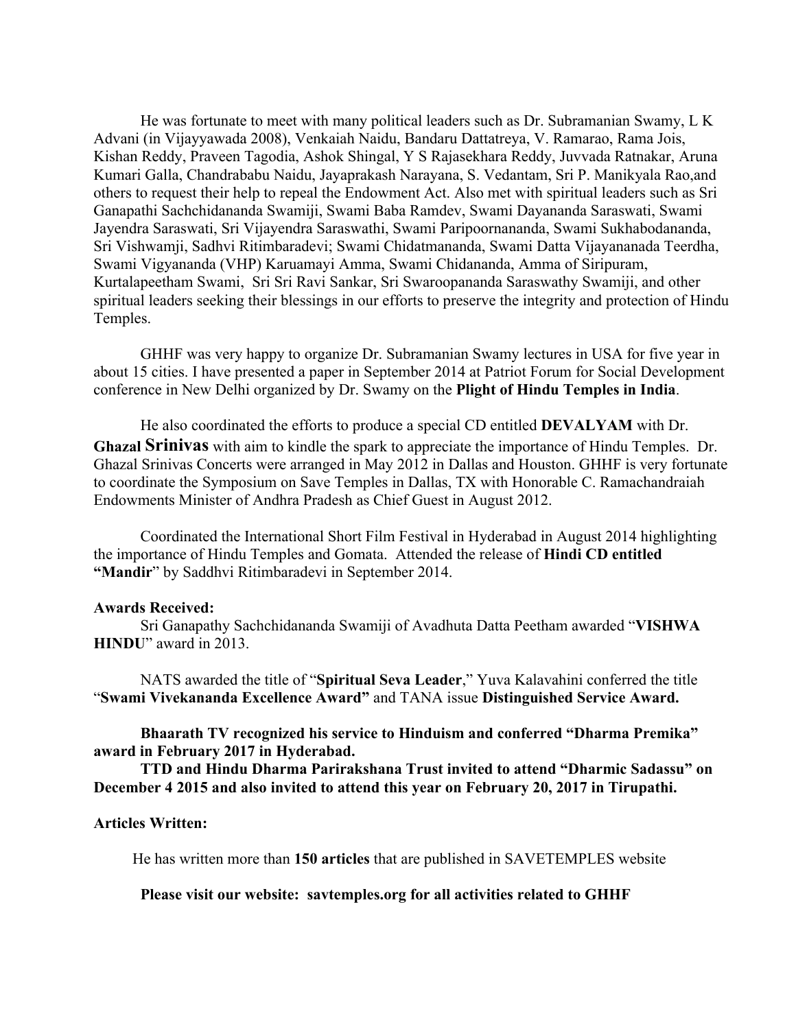He was fortunate to meet with many political leaders such as Dr. Subramanian Swamy, L K Advani (in Vijayyawada 2008), Venkaiah Naidu, Bandaru Dattatreya, V. Ramarao, Rama Jois, Kishan Reddy, Praveen Tagodia, Ashok Shingal, Y S Rajasekhara Reddy, Juvvada Ratnakar, Aruna Kumari Galla, Chandrababu Naidu, Jayaprakash Narayana, S. Vedantam, Sri P. Manikyala Rao,and others to request their help to repeal the Endowment Act. Also met with spiritual leaders such as Sri Ganapathi Sachchidananda Swamiji, Swami Baba Ramdev, Swami Dayananda Saraswati, Swami Jayendra Saraswati, Sri Vijayendra Saraswathi, Swami Paripoornananda, Swami Sukhabodananda, Sri Vishwamji, Sadhvi Ritimbaradevi; Swami Chidatmananda, Swami Datta Vijayananada Teerdha, Swami Vigyananda (VHP) Karuamayi Amma, Swami Chidananda, Amma of Siripuram, Kurtalapeetham Swami, Sri Sri Ravi Sankar, Sri Swaroopananda Saraswathy Swamiji, and other spiritual leaders seeking their blessings in our efforts to preserve the integrity and protection of Hindu Temples.

GHHF was very happy to organize Dr. Subramanian Swamy lectures in USA for five year in about 15 cities. I have presented a paper in September 2014 at Patriot Forum for Social Development conference in New Delhi organized by Dr. Swamy on the **Plight of Hindu Temples in India**.

He also coordinated the efforts to produce a special CD entitled **DEVALYAM** with Dr. **Ghazal Srinivas** with aim to kindle the spark to appreciate the importance of Hindu Temples. Dr. Ghazal Srinivas Concerts were arranged in May 2012 in Dallas and Houston. GHHF is very fortunate to coordinate the Symposium on Save Temples in Dallas, TX with Honorable C. Ramachandraiah Endowments Minister of Andhra Pradesh as Chief Guest in August 2012.

Coordinated the International Short Film Festival in Hyderabad in August 2014 highlighting the importance of Hindu Temples and Gomata. Attended the release of **Hindi CD entitled "Mandir**" by Saddhvi Ritimbaradevi in September 2014.

**Awards Received:**

Sri Ganapathy Sachchidananda Swamiji of Avadhuta Datta Peetham awarded "**VISHWA HINDU**" award in 2013.

NATS awarded the title of "**Spiritual Seva Leader**," Yuva Kalavahini conferred the title "**Swami Vivekananda Excellence Award"** and TANA issue **Distinguished Service Award.**

**Bhaarath TV recognized his service to Hinduism and conferred "Dharma Premika" award in February 2017 in Hyderabad.**

**TTD and Hindu Dharma Parirakshana Trust invited to attend "Dharmic Sadassu" on December 4 2015 and also invited to attend this year on February 20, 2017 in Tirupathi.**

**Articles Written:**

He has written more than **150 articles** that are published in SAVETEMPLES website

**Please visit our website: savtemples.org for all activities related to GHHF**